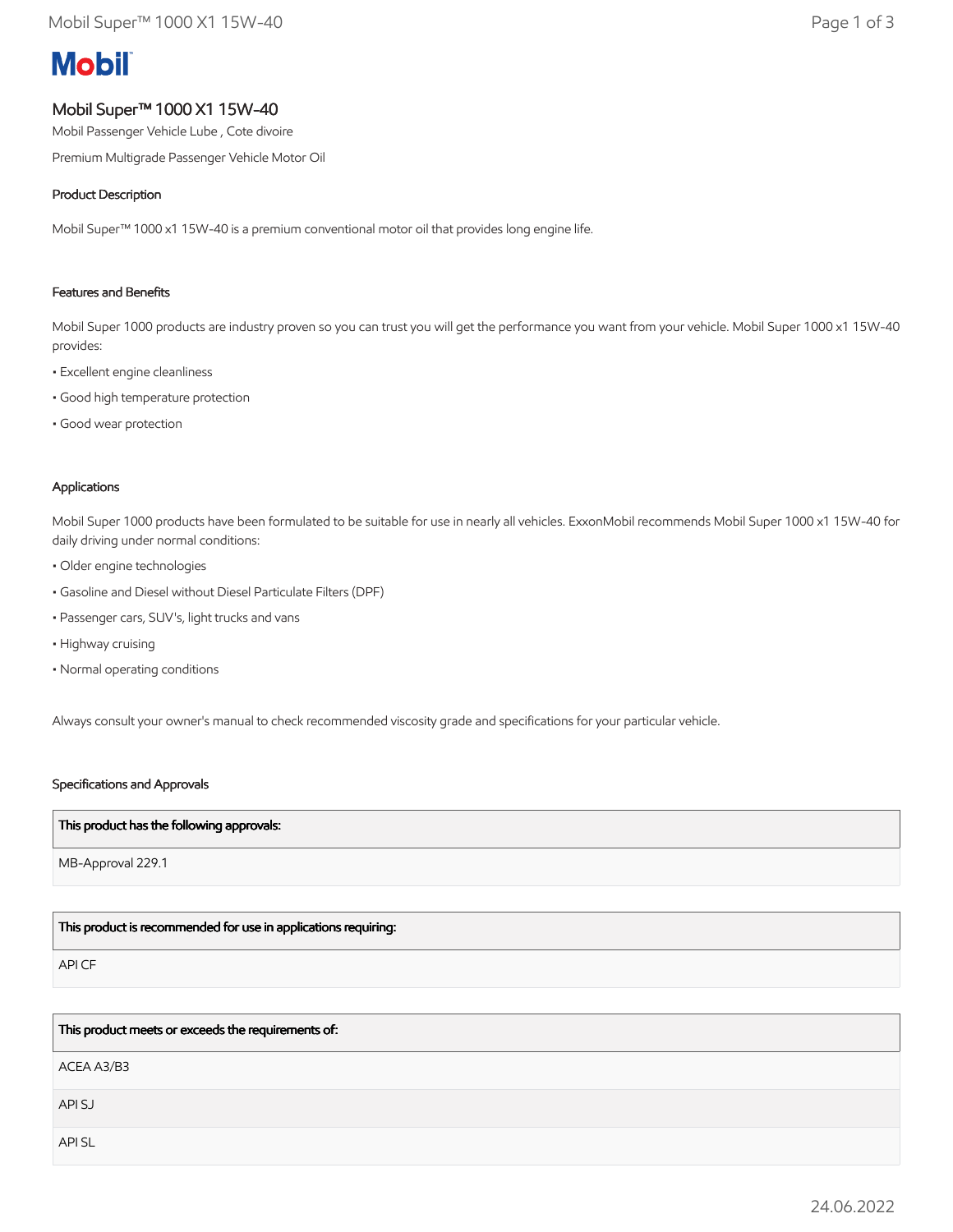# Mobil Super™ 1000 X1 15W-40

Mobil Passenger Vehicle Lube , Cote divoire

Premium Multigrade Passenger Vehicle Motor Oil

## Product Description

Mobil Super™ 1000 x1 15W-40 is a premium conventional motor oil that provides long engine life.

## Features and Benefits

Mobil Super 1000 products are industry proven so you can trust you will get the performance you want from your vehicle. Mobil Super 1000 x1 15W-40 provides:

- Excellent engine cleanliness
- Good high temperature protection
- Good wear protection

## Applications

Mobil Super 1000 products have been formulated to be suitable for use in nearly all vehicles. ExxonMobil recommends Mobil Super 1000 x1 15W-40 for daily driving under normal conditions:

- Older engine technologies
- Gasoline and Diesel without Diesel Particulate Filters (DPF)
- Passenger cars, SUV's, light trucks and vans
- Highway cruising
- Normal operating conditions

Always consult your owner's manual to check recommended viscosity grade and specifications for your particular vehicle.

## Specifications and Approvals

| This product has the following approvals: |
|---|
| MB-Approval 229.1 |

| This product is recommended for use in applications requiring: |
|---|
| API CF |

| This product meets or exceeds the requirements of: |
|---|
| ACEA A3/B3 |
| API SJ |
| API SL |

24.06.2022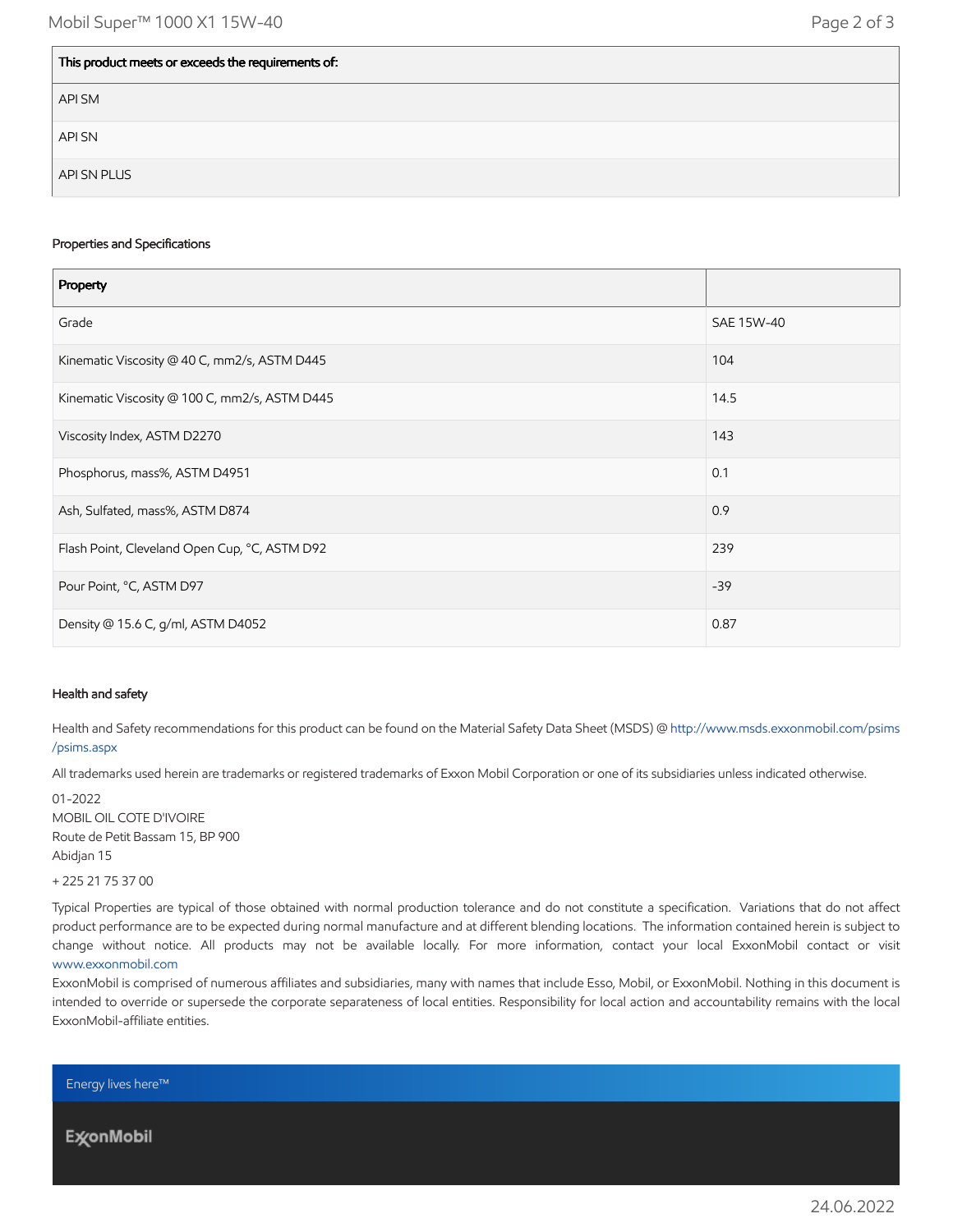| This product meets or exceeds the requirements of: |
|---|
| API SM |
| API SN |
| API SN PLUS |

### Properties and Specifications

| Property | |
|---|---|
| Grade | SAE 15W-40 |
| Kinematic Viscosity @ 40 C, mm2/s, ASTM D445 | 104 |
| Kinematic Viscosity @ 100 C, mm2/s, ASTM D445 | 14.5 |
| Viscosity Index, ASTM D2270 | 143 |
| Phosphorus, mass%, ASTM D4951 | 0.1 |
| Ash, Sulfated, mass%, ASTM D874 | 0.9 |
| Flash Point, Cleveland Open Cup, °C, ASTM D92 | 239 |
| Pour Point, °C, ASTM D97 | -39 |
| Density @ 15.6 C, g/ml, ASTM D4052 | 0.87 |

### Health and safety

Health and Safety recommendations for this product can be found on the Material Safety Data Sheet (MSDS) @ http://www.msds.exxonmobil.com/psims/psims.aspx

All trademarks used herein are trademarks or registered trademarks of Exxon Mobil Corporation or one of its subsidiaries unless indicated otherwise.

01-2022
MOBIL OIL COTE D'IVOIRE
Route de Petit Bassam 15, BP 900
Abidjan 15

+ 225 21 75 37 00

Typical Properties are typical of those obtained with normal production tolerance and do not constitute a specification. Variations that do not affect product performance are to be expected during normal manufacture and at different blending locations. The information contained herein is subject to change without notice. All products may not be available locally. For more information, contact your local ExxonMobil contact or visit www.exxonmobil.com

ExxonMobil is comprised of numerous affiliates and subsidiaries, many with names that include Esso, Mobil, or ExxonMobil. Nothing in this document is intended to override or supersede the corporate separateness of local entities. Responsibility for local action and accountability remains with the local ExxonMobil-affiliate entities.

Energy lives here™

ExxonMobil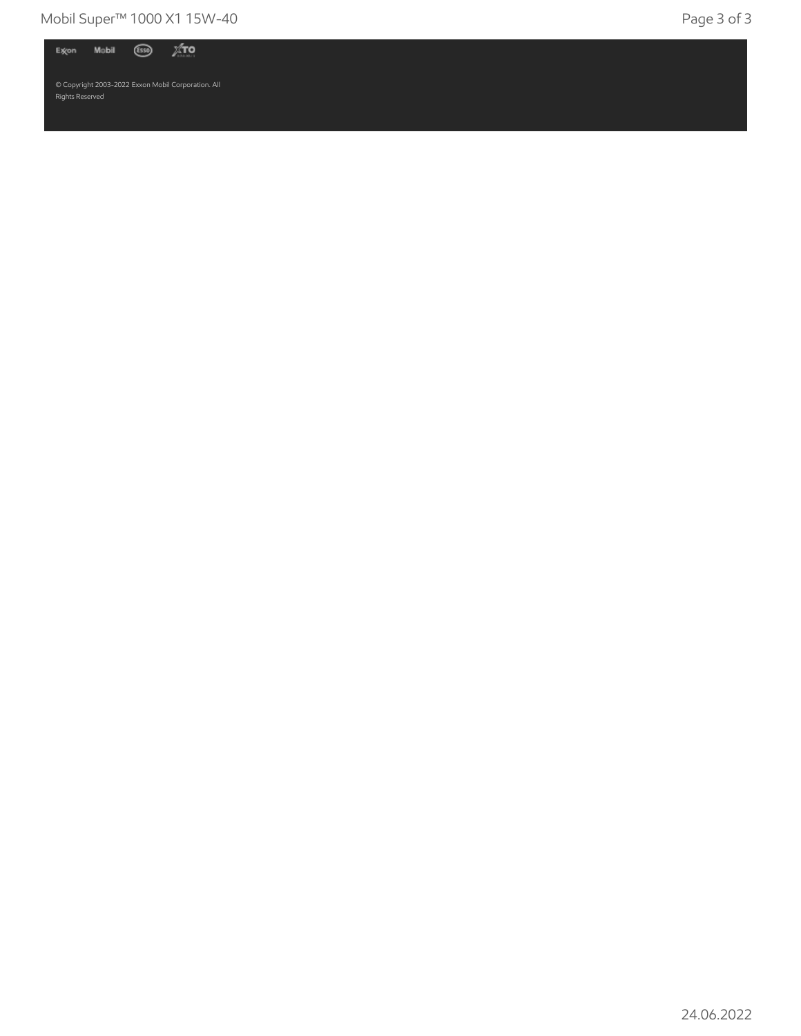Exxon Mobil Esso XTO

© Copyright 2003-2022 Exxon Mobil Corporation. All Rights Reserved